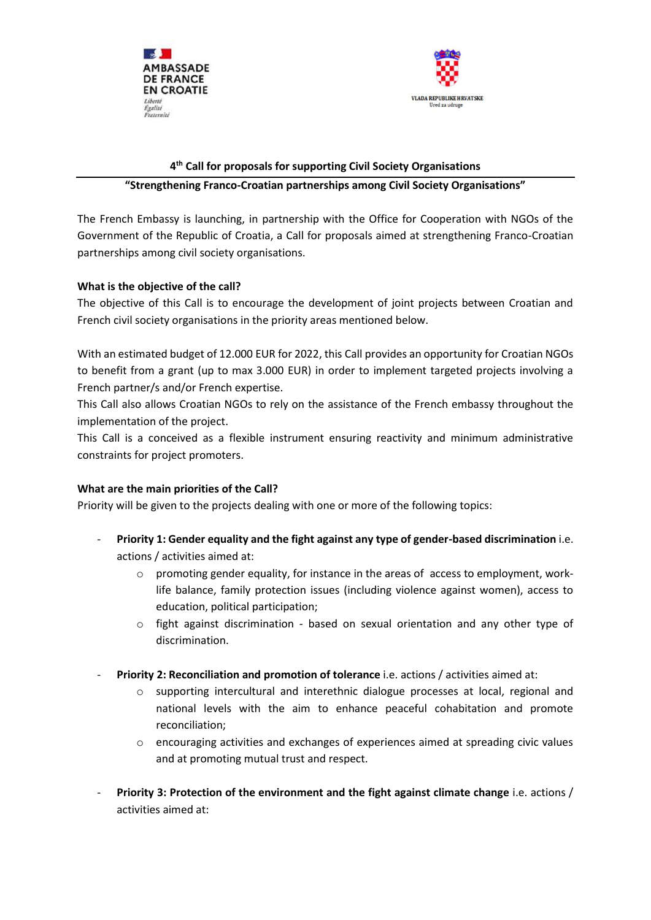AMBASSADE DE FRANCE EN CROATIE
*Liberté Égalité Fraternité*

VLADA REPUBLIKE HRVATSKE
Ured za udruge

# 4th Call for proposals for supporting Civil Society Organisations

## "Strengthening Franco-Croatian partnerships among Civil Society Organisations"

The French Embassy is launching, in partnership with the Office for Cooperation with NGOs of the Government of the Republic of Croatia, a Call for proposals aimed at strengthening Franco-Croatian partnerships among civil society organisations.

### What is the objective of the call?

The objective of this Call is to encourage the development of joint projects between Croatian and French civil society organisations in the priority areas mentioned below.

With an estimated budget of 12.000 EUR for 2022, this Call provides an opportunity for Croatian NGOs to benefit from a grant (up to max 3.000 EUR) in order to implement targeted projects involving a French partner/s and/or French expertise.

This Call also allows Croatian NGOs to rely on the assistance of the French embassy throughout the implementation of the project.

This Call is a conceived as a flexible instrument ensuring reactivity and minimum administrative constraints for project promoters.

### What are the main priorities of the Call?

Priority will be given to the projects dealing with one or more of the following topics:

- **Priority 1: Gender equality and the fight against any type of gender-based discrimination** i.e. actions / activities aimed at:
  - promoting gender equality, for instance in the areas of access to employment, work-life balance, family protection issues (including violence against women), access to education, political participation;
  - fight against discrimination - based on sexual orientation and any other type of discrimination.

- **Priority 2: Reconciliation and promotion of tolerance** i.e. actions / activities aimed at:
  - supporting intercultural and interethnic dialogue processes at local, regional and national levels with the aim to enhance peaceful cohabitation and promote reconciliation;
  - encouraging activities and exchanges of experiences aimed at spreading civic values and at promoting mutual trust and respect.

- **Priority 3: Protection of the environment and the fight against climate change** i.e. actions / activities aimed at: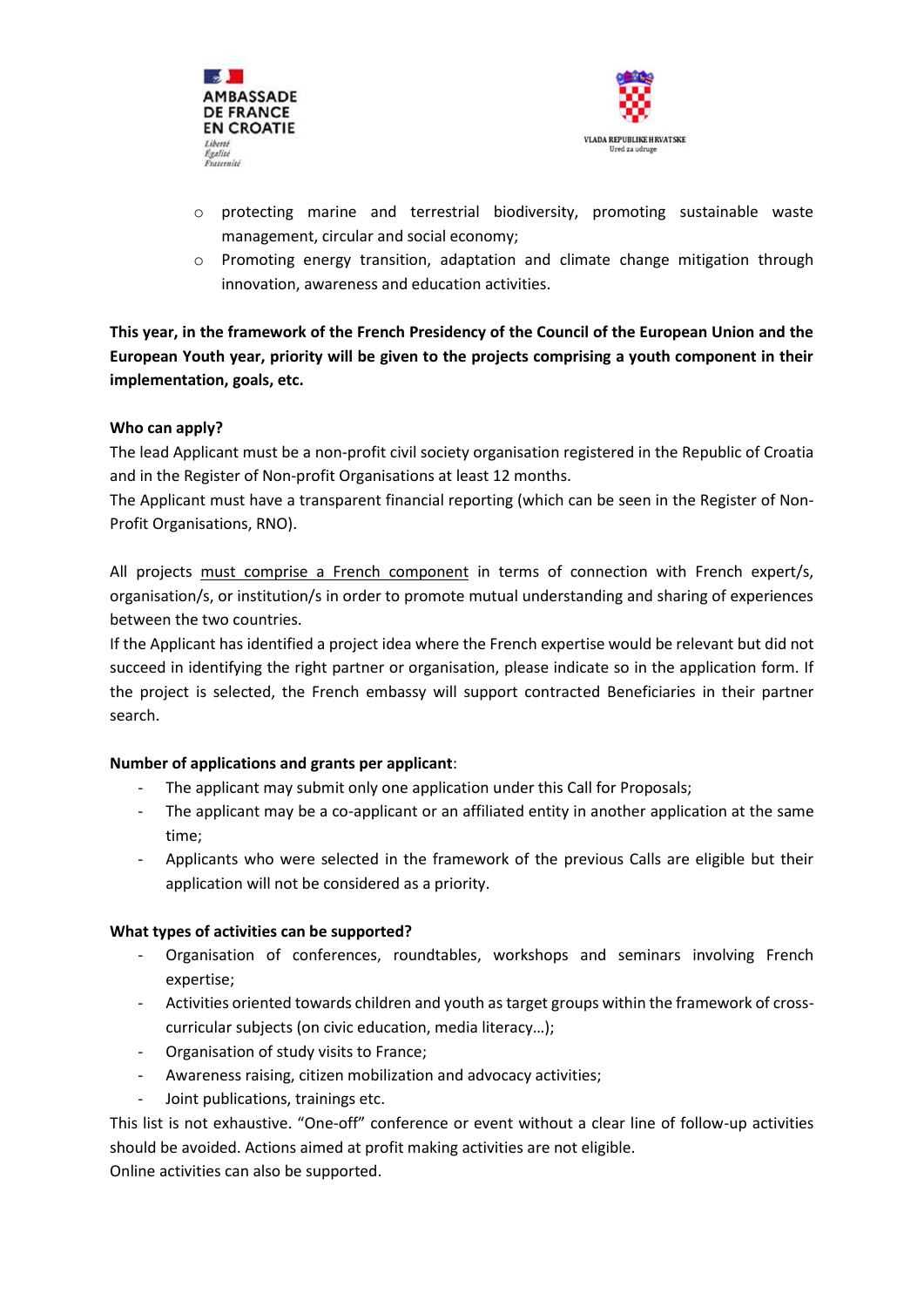- protecting marine and terrestrial biodiversity, promoting sustainable waste management, circular and social economy;
- Promoting energy transition, adaptation and climate change mitigation through innovation, awareness and education activities.

**This year, in the framework of the French Presidency of the Council of the European Union and the European Youth year, priority will be given to the projects comprising a youth component in their implementation, goals, etc.**

**Who can apply?**

The lead Applicant must be a non-profit civil society organisation registered in the Republic of Croatia and in the Register of Non-profit Organisations at least 12 months.

The Applicant must have a transparent financial reporting (which can be seen in the Register of Non-Profit Organisations, RNO).

All projects must comprise a French component in terms of connection with French expert/s, organisation/s, or institution/s in order to promote mutual understanding and sharing of experiences between the two countries.

If the Applicant has identified a project idea where the French expertise would be relevant but did not succeed in identifying the right partner or organisation, please indicate so in the application form. If the project is selected, the French embassy will support contracted Beneficiaries in their partner search.

**Number of applications and grants per applicant**:

- The applicant may submit only one application under this Call for Proposals;
- The applicant may be a co-applicant or an affiliated entity in another application at the same time;
- Applicants who were selected in the framework of the previous Calls are eligible but their application will not be considered as a priority.

**What types of activities can be supported?**

- Organisation of conferences, roundtables, workshops and seminars involving French expertise;
- Activities oriented towards children and youth as target groups within the framework of cross-curricular subjects (on civic education, media literacy…);
- Organisation of study visits to France;
- Awareness raising, citizen mobilization and advocacy activities;
- Joint publications, trainings etc.

This list is not exhaustive. "One-off" conference or event without a clear line of follow-up activities should be avoided. Actions aimed at profit making activities are not eligible.

Online activities can also be supported.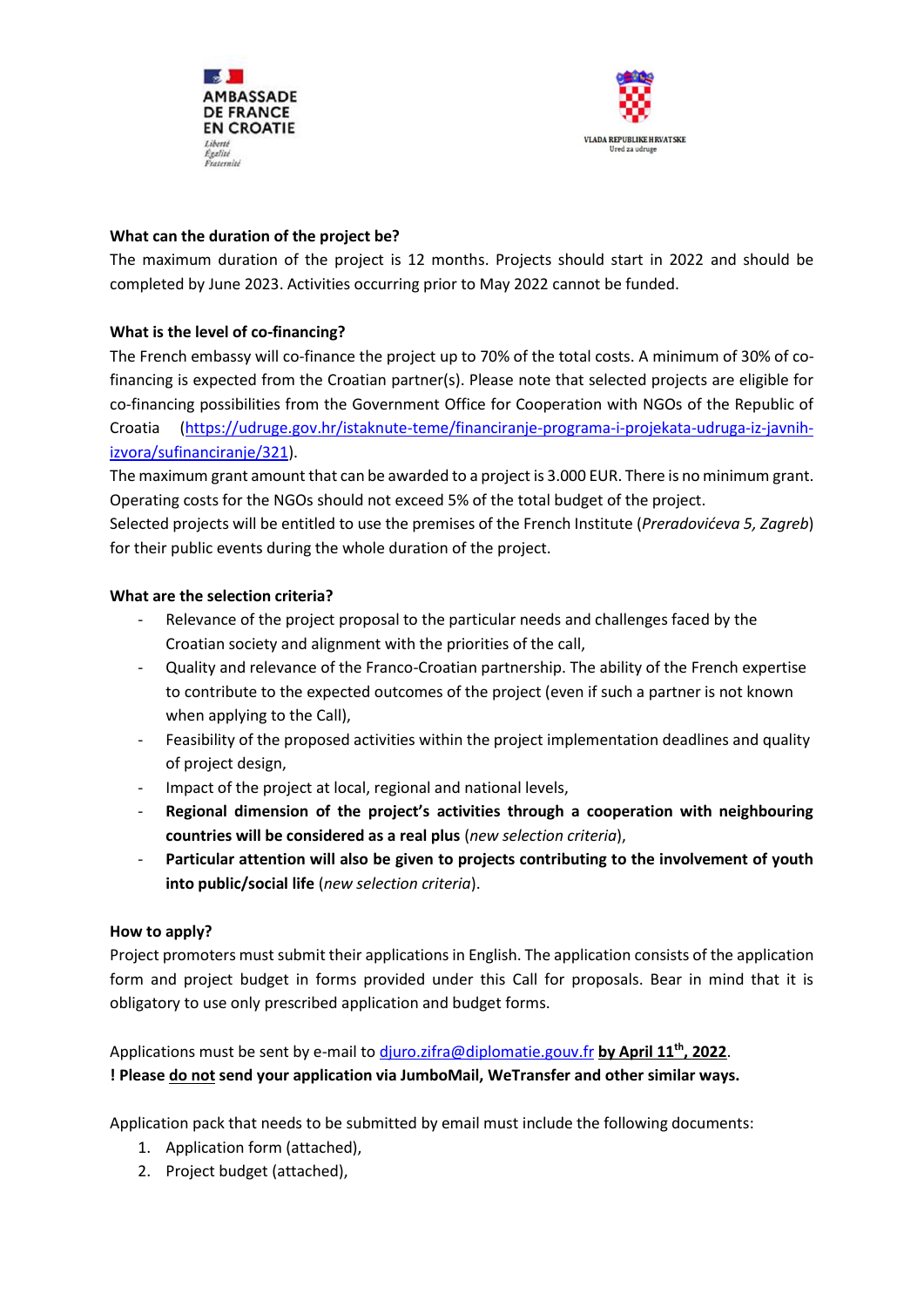**What can the duration of the project be?**

The maximum duration of the project is 12 months. Projects should start in 2022 and should be completed by June 2023. Activities occurring prior to May 2022 cannot be funded.

**What is the level of co-financing?**

The French embassy will co-finance the project up to 70% of the total costs. A minimum of 30% of co-financing is expected from the Croatian partner(s). Please note that selected projects are eligible for co-financing possibilities from the Government Office for Cooperation with NGOs of the Republic of Croatia ([https://udruge.gov.hr/istaknute-teme/financiranje-programa-i-projekata-udruga-iz-javnih-izvora/sufinanciranje/321](https://udruge.gov.hr/istaknute-teme/financiranje-programa-i-projekata-udruga-iz-javnih-izvora/sufinanciranje/321)).

The maximum grant amount that can be awarded to a project is 3.000 EUR. There is no minimum grant. Operating costs for the NGOs should not exceed 5% of the total budget of the project.

Selected projects will be entitled to use the premises of the French Institute (*Preradovićeva 5, Zagreb*) for their public events during the whole duration of the project.

**What are the selection criteria?**

- Relevance of the project proposal to the particular needs and challenges faced by the Croatian society and alignment with the priorities of the call,
- Quality and relevance of the Franco-Croatian partnership. The ability of the French expertise to contribute to the expected outcomes of the project (even if such a partner is not known when applying to the Call),
- Feasibility of the proposed activities within the project implementation deadlines and quality of project design,
- Impact of the project at local, regional and national levels,
- **Regional dimension of the project's activities through a cooperation with neighbouring countries will be considered as a real plus** (*new selection criteria*),
- **Particular attention will also be given to projects contributing to the involvement of youth into public/social life** (*new selection criteria*).

**How to apply?**

Project promoters must submit their applications in English. The application consists of the application form and project budget in forms provided under this Call for proposals. Bear in mind that it is obligatory to use only prescribed application and budget forms.

Applications must be sent by e-mail to [djuro.zifra@diplomatie.gouv.fr](mailto:djuro.zifra@diplomatie.gouv.fr) **by April 11th, 2022**.

**! Please do not send your application via JumboMail, WeTransfer and other similar ways.**

Application pack that needs to be submitted by email must include the following documents:

1. Application form (attached),
2. Project budget (attached),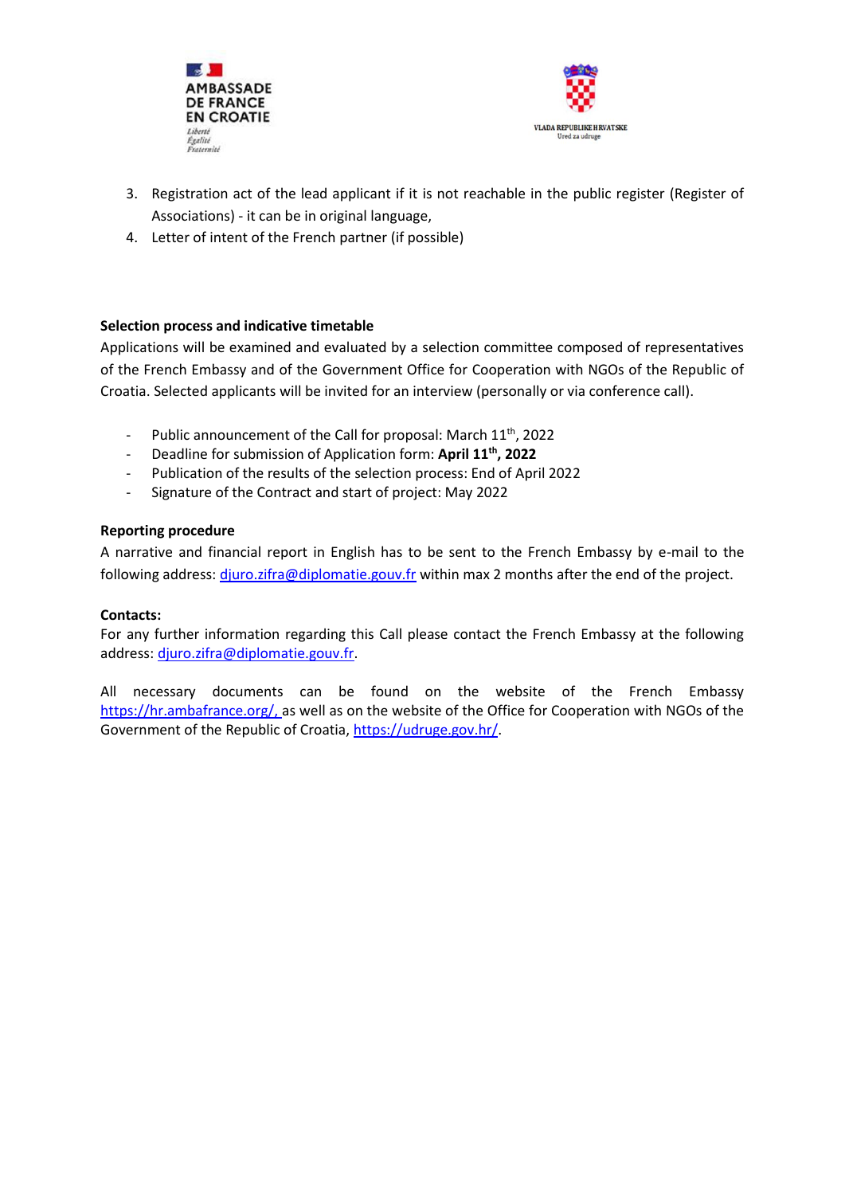3. Registration act of the lead applicant if it is not reachable in the public register (Register of Associations) - it can be in original language,
4. Letter of intent of the French partner (if possible)

**Selection process and indicative timetable**

Applications will be examined and evaluated by a selection committee composed of representatives of the French Embassy and of the Government Office for Cooperation with NGOs of the Republic of Croatia. Selected applicants will be invited for an interview (personally or via conference call).

- Public announcement of the Call for proposal: March 11th, 2022
- Deadline for submission of Application form: **April 11th, 2022**
- Publication of the results of the selection process: End of April 2022
- Signature of the Contract and start of project: May 2022

**Reporting procedure**

A narrative and financial report in English has to be sent to the French Embassy by e-mail to the following address: djuro.zifra@diplomatie.gouv.fr within max 2 months after the end of the project.

**Contacts:**

For any further information regarding this Call please contact the French Embassy at the following address: djuro.zifra@diplomatie.gouv.fr.

All necessary documents can be found on the website of the French Embassy https://hr.ambafrance.org/, as well as on the website of the Office for Cooperation with NGOs of the Government of the Republic of Croatia, https://udruge.gov.hr/.